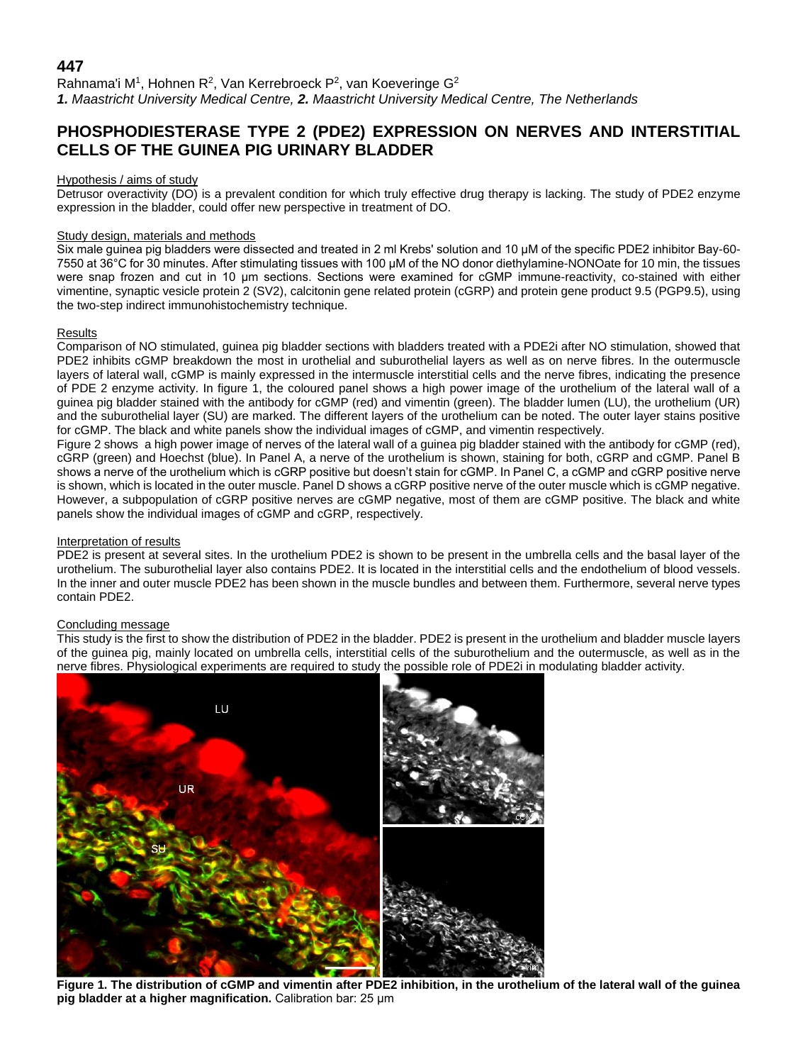**447**

Rahnama'i M[1], Hohnen R[2], Van Kerrebroeck P[2], van Koeveringe G[2]

***1.** Maastricht University Medical Centre, **2.** Maastricht University Medical Centre, The Netherlands*

# PHOSPHODIESTERASE TYPE 2 (PDE2) EXPRESSION ON NERVES AND INTERSTITIAL CELLS OF THE GUINEA PIG URINARY BLADDER

## Hypothesis / aims of study

Detrusor overactivity (DO) is a prevalent condition for which truly effective drug therapy is lacking. The study of PDE2 enzyme expression in the bladder, could offer new perspective in treatment of DO.

## Study design, materials and methods

Six male guinea pig bladders were dissected and treated in 2 ml Krebs' solution and 10 µM of the specific PDE2 inhibitor Bay-60-7550 at 36°C for 30 minutes. After stimulating tissues with 100 µM of the NO donor diethylamine-NONOate for 10 min, the tissues were snap frozen and cut in 10 µm sections. Sections were examined for cGMP immune-reactivity, co-stained with either vimentine, synaptic vesicle protein 2 (SV2), calcitonin gene related protein (cGRP) and protein gene product 9.5 (PGP9.5), using the two-step indirect immunohistochemistry technique.

## Results

Comparison of NO stimulated, guinea pig bladder sections with bladders treated with a PDE2i after NO stimulation, showed that PDE2 inhibits cGMP breakdown the most in urothelial and suburothelial layers as well as on nerve fibres. In the outermuscle layers of lateral wall, cGMP is mainly expressed in the intermuscle interstitial cells and the nerve fibres, indicating the presence of PDE 2 enzyme activity. In figure 1, the coloured panel shows a high power image of the urothelium of the lateral wall of a guinea pig bladder stained with the antibody for cGMP (red) and vimentin (green). The bladder lumen (LU), the urothelium (UR) and the suburothelial layer (SU) are marked. The different layers of the urothelium can be noted. The outer layer stains positive for cGMP. The black and white panels show the individual images of cGMP, and vimentin respectively.

Figure 2 shows a high power image of nerves of the lateral wall of a guinea pig bladder stained with the antibody for cGMP (red), cGRP (green) and Hoechst (blue). In Panel A, a nerve of the urothelium is shown, staining for both, cGRP and cGMP. Panel B shows a nerve of the urothelium which is cGRP positive but doesn't stain for cGMP. In Panel C, a cGMP and cGRP positive nerve is shown, which is located in the outer muscle. Panel D shows a cGRP positive nerve of the outer muscle which is cGMP negative. However, a subpopulation of cGRP positive nerves are cGMP negative, most of them are cGMP positive. The black and white panels show the individual images of cGMP and cGRP, respectively.

## Interpretation of results

PDE2 is present at several sites. In the urothelium PDE2 is shown to be present in the umbrella cells and the basal layer of the urothelium. The suburothelial layer also contains PDE2. It is located in the interstitial cells and the endothelium of blood vessels. In the inner and outer muscle PDE2 has been shown in the muscle bundles and between them. Furthermore, several nerve types contain PDE2.

## Concluding message

This study is the first to show the distribution of PDE2 in the bladder. PDE2 is present in the urothelium and bladder muscle layers of the guinea pig, mainly located on umbrella cells, interstitial cells of the suburothelium and the outermuscle, as well as in the nerve fibres. Physiological experiments are required to study the possible role of PDE2i in modulating bladder activity.

**Figure 1. The distribution of cGMP and vimentin after PDE2 inhibition, in the urothelium of the lateral wall of the guinea pig bladder at a higher magnification.** Calibration bar: 25 µm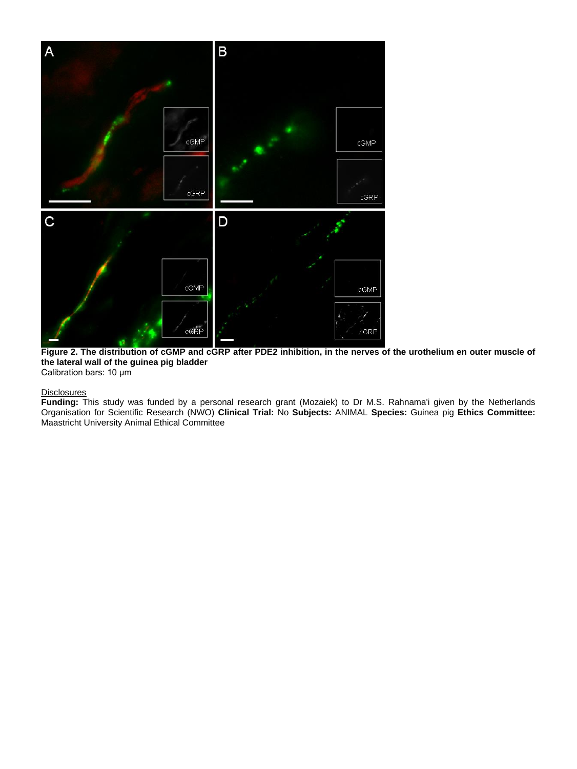A

cGMP

cGRP

B

cGMP

cGRP

C

cGMP

cGRP

D

cGMP

cGRP

**Figure 2. The distribution of cGMP and cGRP after PDE2 inhibition, in the nerves of the urothelium en outer muscle of the lateral wall of the guinea pig bladder**
Calibration bars: 10 µm

Disclosures

**Funding:** This study was funded by a personal research grant (Mozaiek) to Dr M.S. Rahnama'i given by the Netherlands Organisation for Scientific Research (NWO) **Clinical Trial:** No **Subjects:** ANIMAL **Species:** Guinea pig **Ethics Committee:** Maastricht University Animal Ethical Committee